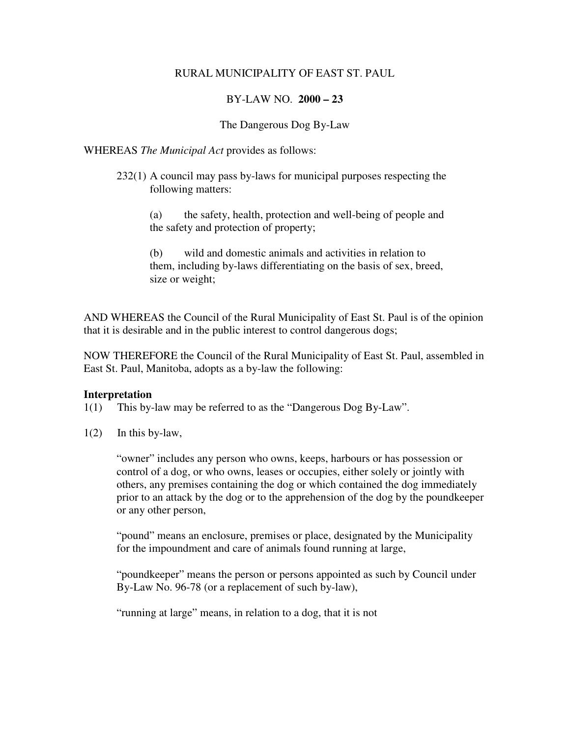RURAL MUNICIPALITY OF EAST ST. PAUL

BY-LAW NO. **2000 – 23**

The Dangerous Dog By-Law

WHEREAS *The Municipal Act* provides as follows:

> 232(1) A council may pass by-laws for municipal purposes respecting the following matters:
>
> (a) the safety, health, protection and well-being of people and the safety and protection of property;
>
> (b) wild and domestic animals and activities in relation to them, including by-laws differentiating on the basis of sex, breed, size or weight;

AND WHEREAS the Council of the Rural Municipality of East St. Paul is of the opinion that it is desirable and in the public interest to control dangerous dogs;

NOW THEREFORE the Council of the Rural Municipality of East St. Paul, assembled in East St. Paul, Manitoba, adopts as a by-law the following:

**Interpretation**

1(1) This by-law may be referred to as the "Dangerous Dog By-Law".

1(2) In this by-law,

"owner" includes any person who owns, keeps, harbours or has possession or control of a dog, or who owns, leases or occupies, either solely or jointly with others, any premises containing the dog or which contained the dog immediately prior to an attack by the dog or to the apprehension of the dog by the poundkeeper or any other person,

"pound" means an enclosure, premises or place, designated by the Municipality for the impoundment and care of animals found running at large,

"poundkeeper" means the person or persons appointed as such by Council under By-Law No. 96-78 (or a replacement of such by-law),

"running at large" means, in relation to a dog, that it is not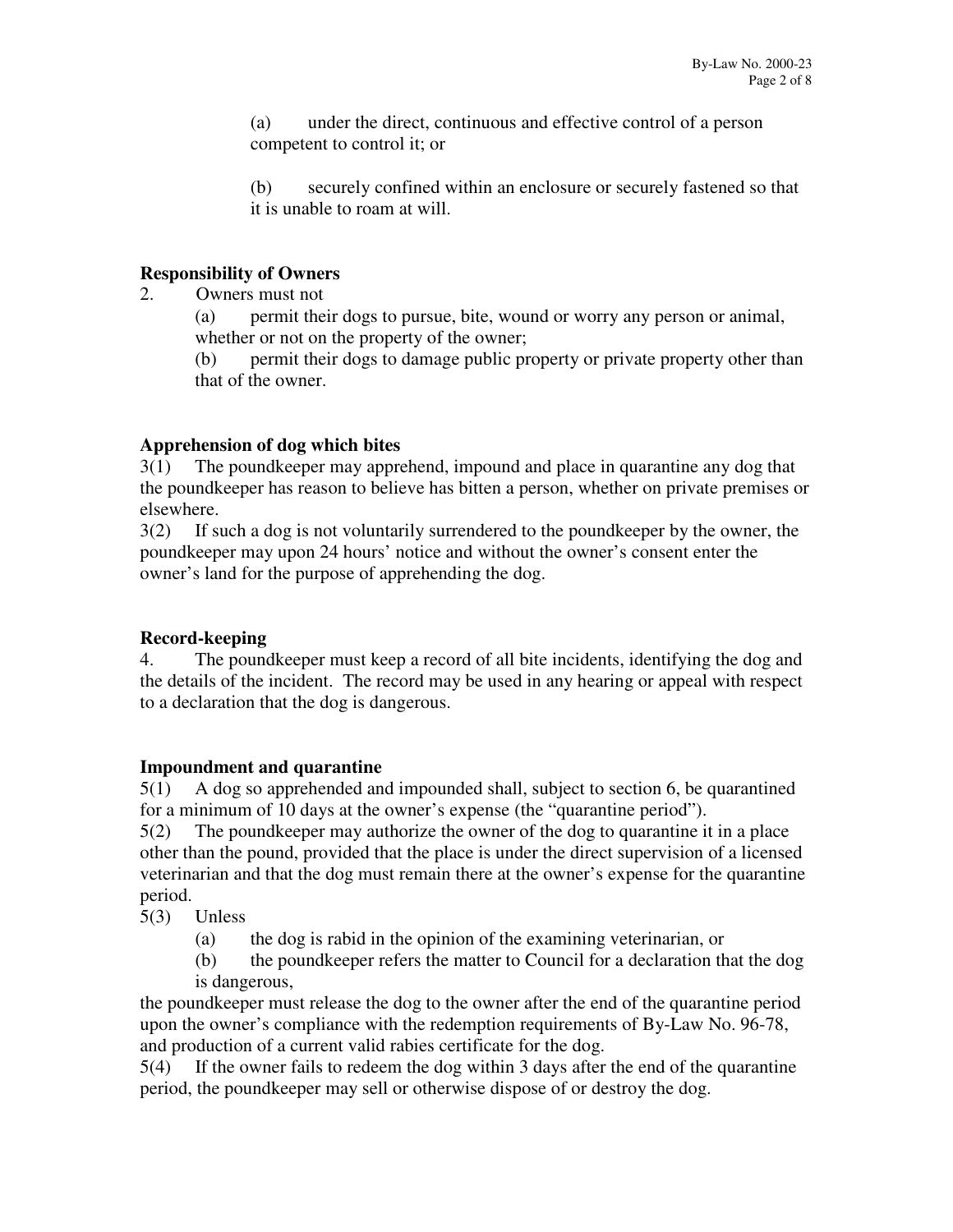(a) under the direct, continuous and effective control of a person competent to control it; or

(b) securely confined within an enclosure or securely fastened so that it is unable to roam at will.

**Responsibility of Owners**

2. Owners must not

(a) permit their dogs to pursue, bite, wound or worry any person or animal, whether or not on the property of the owner;

(b) permit their dogs to damage public property or private property other than that of the owner.

**Apprehension of dog which bites**

3(1) The poundkeeper may apprehend, impound and place in quarantine any dog that the poundkeeper has reason to believe has bitten a person, whether on private premises or elsewhere.

3(2) If such a dog is not voluntarily surrendered to the poundkeeper by the owner, the poundkeeper may upon 24 hours' notice and without the owner's consent enter the owner's land for the purpose of apprehending the dog.

**Record-keeping**

4. The poundkeeper must keep a record of all bite incidents, identifying the dog and the details of the incident. The record may be used in any hearing or appeal with respect to a declaration that the dog is dangerous.

**Impoundment and quarantine**

5(1) A dog so apprehended and impounded shall, subject to section 6, be quarantined for a minimum of 10 days at the owner's expense (the "quarantine period").

5(2) The poundkeeper may authorize the owner of the dog to quarantine it in a place other than the pound, provided that the place is under the direct supervision of a licensed veterinarian and that the dog must remain there at the owner's expense for the quarantine period.

5(3) Unless

(a) the dog is rabid in the opinion of the examining veterinarian, or

(b) the poundkeeper refers the matter to Council for a declaration that the dog is dangerous,

the poundkeeper must release the dog to the owner after the end of the quarantine period upon the owner's compliance with the redemption requirements of By-Law No. 96-78, and production of a current valid rabies certificate for the dog.

5(4) If the owner fails to redeem the dog within 3 days after the end of the quarantine period, the poundkeeper may sell or otherwise dispose of or destroy the dog.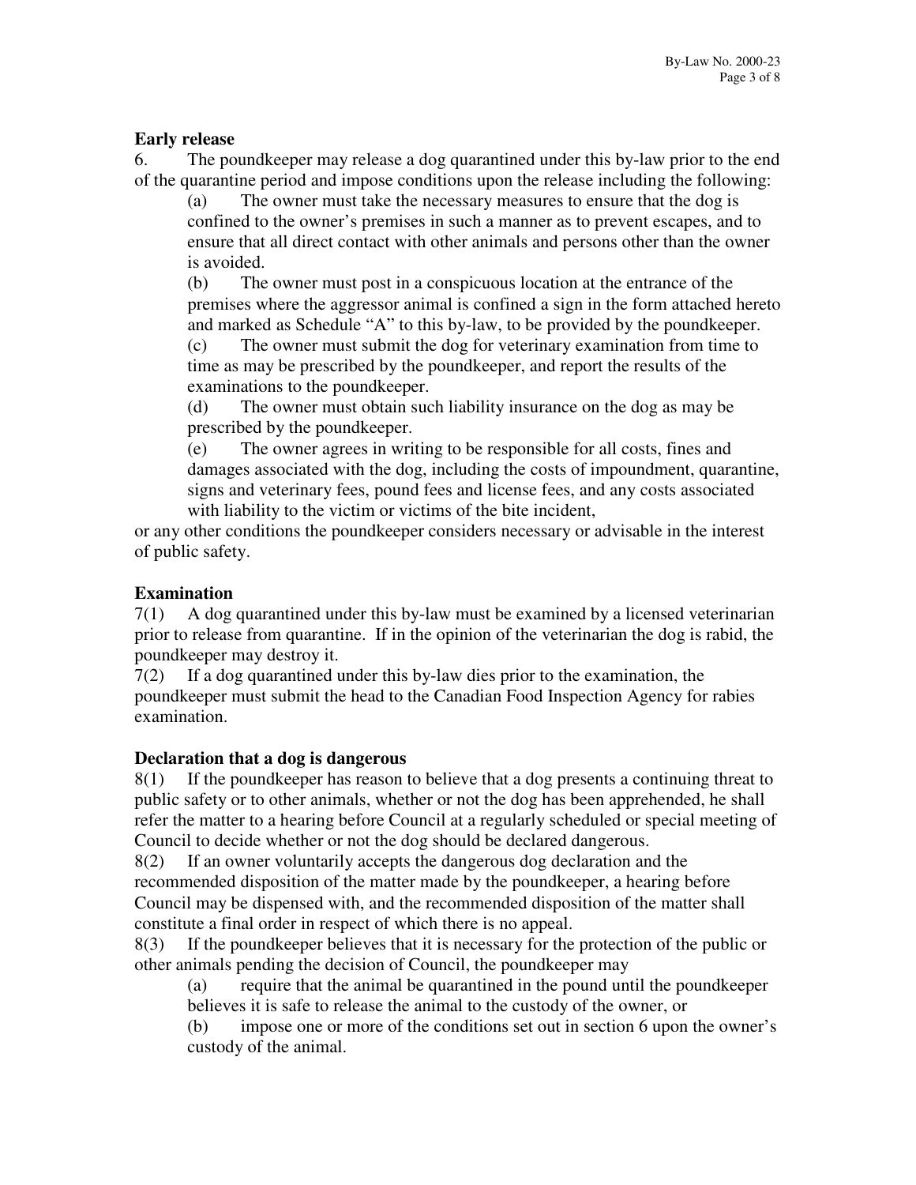**Early release**

6. The poundkeeper may release a dog quarantined under this by-law prior to the end of the quarantine period and impose conditions upon the release including the following:

(a) The owner must take the necessary measures to ensure that the dog is confined to the owner's premises in such a manner as to prevent escapes, and to ensure that all direct contact with other animals and persons other than the owner is avoided.

(b) The owner must post in a conspicuous location at the entrance of the premises where the aggressor animal is confined a sign in the form attached hereto and marked as Schedule "A" to this by-law, to be provided by the poundkeeper.

(c) The owner must submit the dog for veterinary examination from time to time as may be prescribed by the poundkeeper, and report the results of the examinations to the poundkeeper.

(d) The owner must obtain such liability insurance on the dog as may be prescribed by the poundkeeper.

(e) The owner agrees in writing to be responsible for all costs, fines and damages associated with the dog, including the costs of impoundment, quarantine, signs and veterinary fees, pound fees and license fees, and any costs associated with liability to the victim or victims of the bite incident,

or any other conditions the poundkeeper considers necessary or advisable in the interest of public safety.

**Examination**

7(1) A dog quarantined under this by-law must be examined by a licensed veterinarian prior to release from quarantine. If in the opinion of the veterinarian the dog is rabid, the poundkeeper may destroy it.

7(2) If a dog quarantined under this by-law dies prior to the examination, the poundkeeper must submit the head to the Canadian Food Inspection Agency for rabies examination.

**Declaration that a dog is dangerous**

8(1) If the poundkeeper has reason to believe that a dog presents a continuing threat to public safety or to other animals, whether or not the dog has been apprehended, he shall refer the matter to a hearing before Council at a regularly scheduled or special meeting of Council to decide whether or not the dog should be declared dangerous.

8(2) If an owner voluntarily accepts the dangerous dog declaration and the recommended disposition of the matter made by the poundkeeper, a hearing before Council may be dispensed with, and the recommended disposition of the matter shall constitute a final order in respect of which there is no appeal.

8(3) If the poundkeeper believes that it is necessary for the protection of the public or other animals pending the decision of Council, the poundkeeper may

(a) require that the animal be quarantined in the pound until the poundkeeper believes it is safe to release the animal to the custody of the owner, or

(b) impose one or more of the conditions set out in section 6 upon the owner's custody of the animal.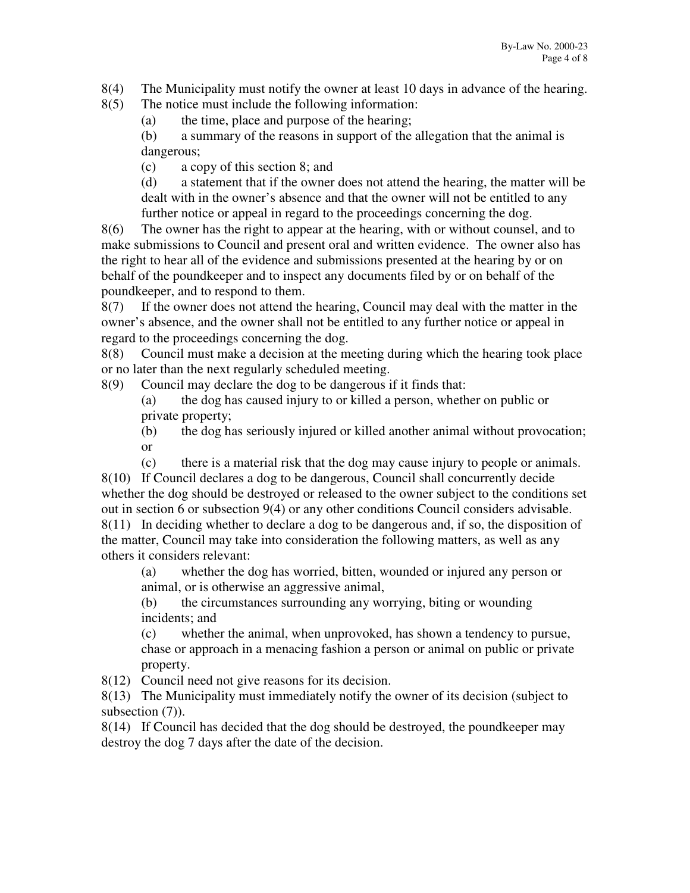8(4) The Municipality must notify the owner at least 10 days in advance of the hearing.

8(5) The notice must include the following information:

> (a) the time, place and purpose of the hearing;
>
> (b) a summary of the reasons in support of the allegation that the animal is dangerous;
>
> (c) a copy of this section 8; and
>
> (d) a statement that if the owner does not attend the hearing, the matter will be dealt with in the owner's absence and that the owner will not be entitled to any further notice or appeal in regard to the proceedings concerning the dog.

8(6) The owner has the right to appear at the hearing, with or without counsel, and to make submissions to Council and present oral and written evidence. The owner also has the right to hear all of the evidence and submissions presented at the hearing by or on behalf of the poundkeeper and to inspect any documents filed by or on behalf of the poundkeeper, and to respond to them.

8(7) If the owner does not attend the hearing, Council may deal with the matter in the owner's absence, and the owner shall not be entitled to any further notice or appeal in regard to the proceedings concerning the dog.

8(8) Council must make a decision at the meeting during which the hearing took place or no later than the next regularly scheduled meeting.

8(9) Council may declare the dog to be dangerous if it finds that:

> (a) the dog has caused injury to or killed a person, whether on public or private property;
>
> (b) the dog has seriously injured or killed another animal without provocation; or
>
> (c) there is a material risk that the dog may cause injury to people or animals.

8(10) If Council declares a dog to be dangerous, Council shall concurrently decide whether the dog should be destroyed or released to the owner subject to the conditions set out in section 6 or subsection 9(4) or any other conditions Council considers advisable.

8(11) In deciding whether to declare a dog to be dangerous and, if so, the disposition of the matter, Council may take into consideration the following matters, as well as any others it considers relevant:

> (a) whether the dog has worried, bitten, wounded or injured any person or animal, or is otherwise an aggressive animal,
>
> (b) the circumstances surrounding any worrying, biting or wounding incidents; and
>
> (c) whether the animal, when unprovoked, has shown a tendency to pursue, chase or approach in a menacing fashion a person or animal on public or private property.

8(12) Council need not give reasons for its decision.

8(13) The Municipality must immediately notify the owner of its decision (subject to subsection (7)).

8(14) If Council has decided that the dog should be destroyed, the poundkeeper may destroy the dog 7 days after the date of the decision.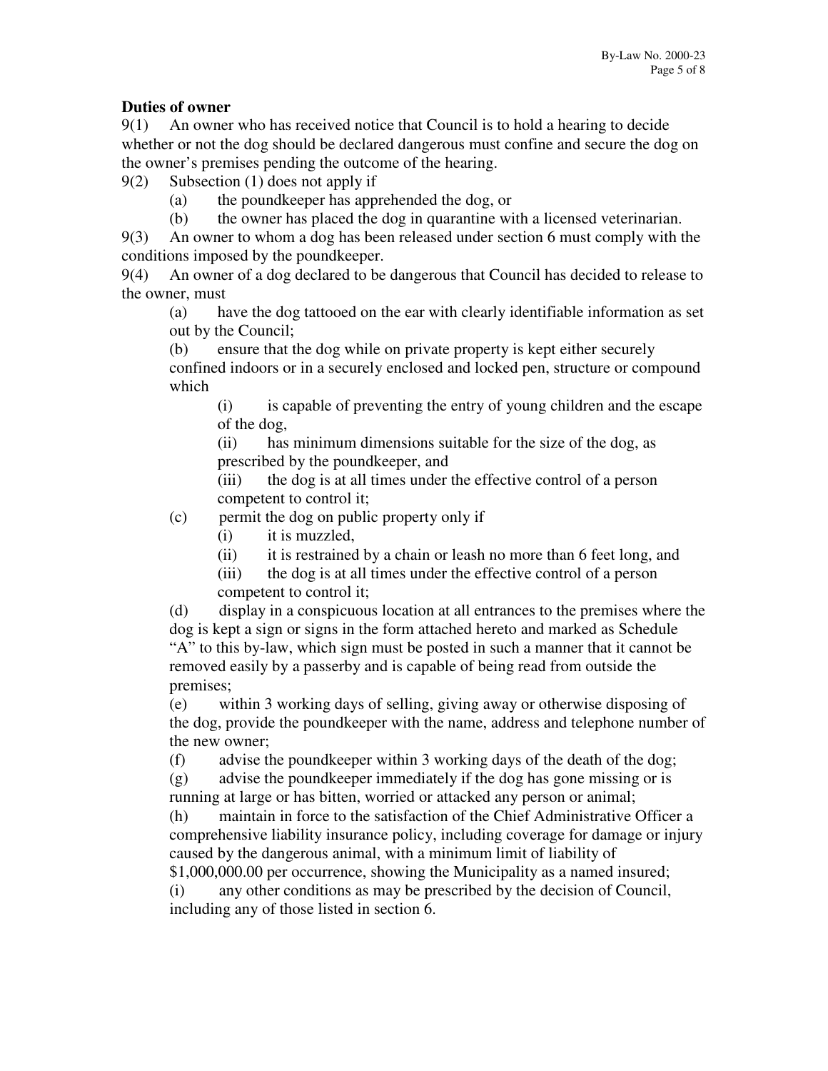**Duties of owner**

9(1) An owner who has received notice that Council is to hold a hearing to decide whether or not the dog should be declared dangerous must confine and secure the dog on the owner's premises pending the outcome of the hearing.

9(2) Subsection (1) does not apply if

(a) the poundkeeper has apprehended the dog, or

(b) the owner has placed the dog in quarantine with a licensed veterinarian.

9(3) An owner to whom a dog has been released under section 6 must comply with the conditions imposed by the poundkeeper.

9(4) An owner of a dog declared to be dangerous that Council has decided to release to the owner, must

(a) have the dog tattooed on the ear with clearly identifiable information as set out by the Council;

(b) ensure that the dog while on private property is kept either securely confined indoors or in a securely enclosed and locked pen, structure or compound which

(i) is capable of preventing the entry of young children and the escape of the dog,

(ii) has minimum dimensions suitable for the size of the dog, as prescribed by the poundkeeper, and

(iii) the dog is at all times under the effective control of a person competent to control it;

(c) permit the dog on public property only if

(i) it is muzzled,

(ii) it is restrained by a chain or leash no more than 6 feet long, and

(iii) the dog is at all times under the effective control of a person competent to control it;

(d) display in a conspicuous location at all entrances to the premises where the dog is kept a sign or signs in the form attached hereto and marked as Schedule "A" to this by-law, which sign must be posted in such a manner that it cannot be removed easily by a passerby and is capable of being read from outside the premises;

(e) within 3 working days of selling, giving away or otherwise disposing of the dog, provide the poundkeeper with the name, address and telephone number of the new owner;

(f) advise the poundkeeper within 3 working days of the death of the dog;

(g) advise the poundkeeper immediately if the dog has gone missing or is running at large or has bitten, worried or attacked any person or animal;

(h) maintain in force to the satisfaction of the Chief Administrative Officer a comprehensive liability insurance policy, including coverage for damage or injury caused by the dangerous animal, with a minimum limit of liability of $1,000,000.00 per occurrence, showing the Municipality as a named insured;

(i) any other conditions as may be prescribed by the decision of Council, including any of those listed in section 6.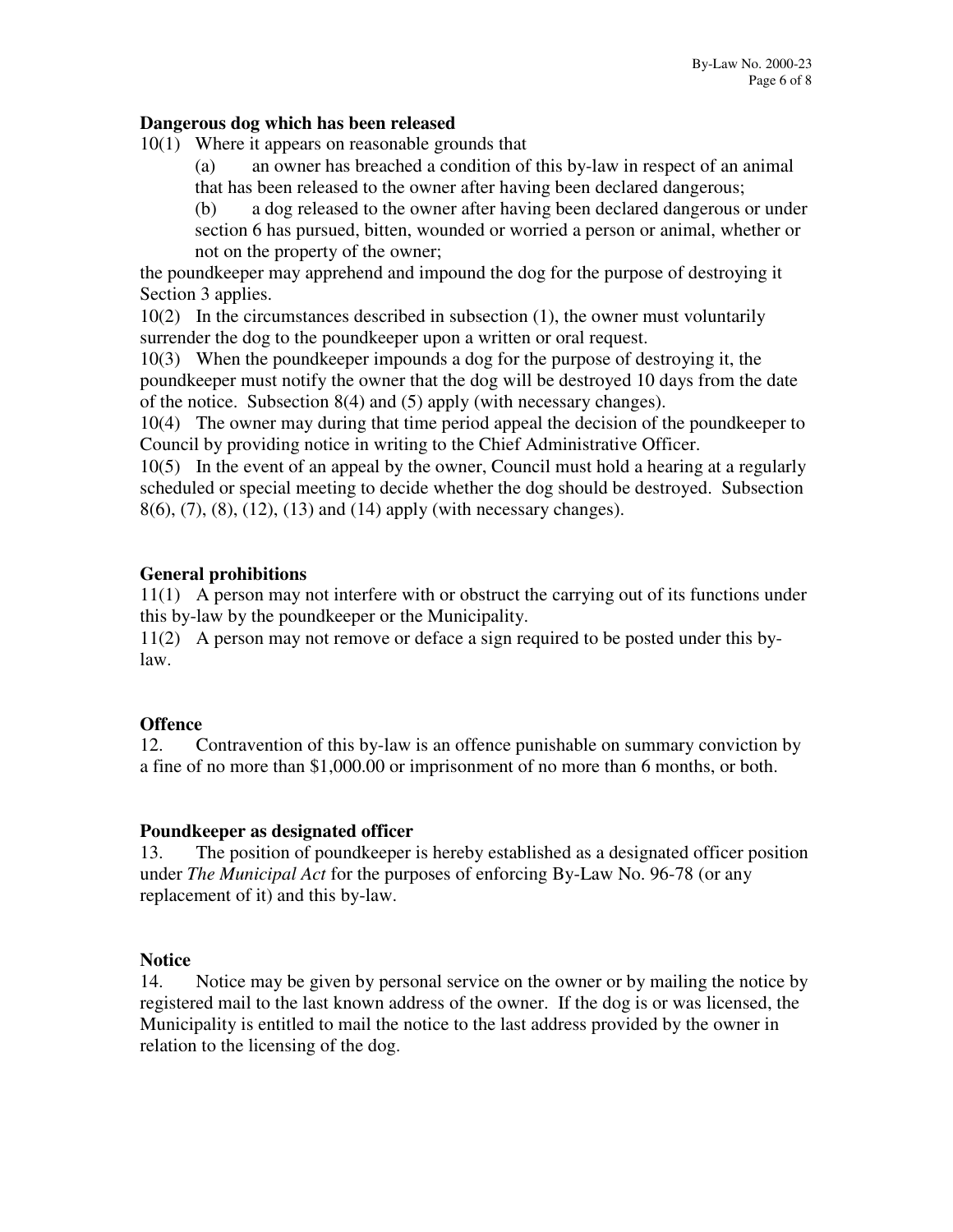**Dangerous dog which has been released**

10(1) Where it appears on reasonable grounds that

(a) an owner has breached a condition of this by-law in respect of an animal that has been released to the owner after having been declared dangerous;

(b) a dog released to the owner after having been declared dangerous or under section 6 has pursued, bitten, wounded or worried a person or animal, whether or not on the property of the owner;

the poundkeeper may apprehend and impound the dog for the purpose of destroying it Section 3 applies.

10(2) In the circumstances described in subsection (1), the owner must voluntarily surrender the dog to the poundkeeper upon a written or oral request.

10(3) When the poundkeeper impounds a dog for the purpose of destroying it, the poundkeeper must notify the owner that the dog will be destroyed 10 days from the date of the notice. Subsection 8(4) and (5) apply (with necessary changes).

10(4) The owner may during that time period appeal the decision of the poundkeeper to Council by providing notice in writing to the Chief Administrative Officer.

10(5) In the event of an appeal by the owner, Council must hold a hearing at a regularly scheduled or special meeting to decide whether the dog should be destroyed. Subsection 8(6), (7), (8), (12), (13) and (14) apply (with necessary changes).

**General prohibitions**

11(1) A person may not interfere with or obstruct the carrying out of its functions under this by-law by the poundkeeper or the Municipality.

11(2) A person may not remove or deface a sign required to be posted under this by-law.

**Offence**

12. Contravention of this by-law is an offence punishable on summary conviction by a fine of no more than $1,000.00 or imprisonment of no more than 6 months, or both.

**Poundkeeper as designated officer**

13. The position of poundkeeper is hereby established as a designated officer position under *The Municipal Act* for the purposes of enforcing By-Law No. 96-78 (or any replacement of it) and this by-law.

**Notice**

14. Notice may be given by personal service on the owner or by mailing the notice by registered mail to the last known address of the owner. If the dog is or was licensed, the Municipality is entitled to mail the notice to the last address provided by the owner in relation to the licensing of the dog.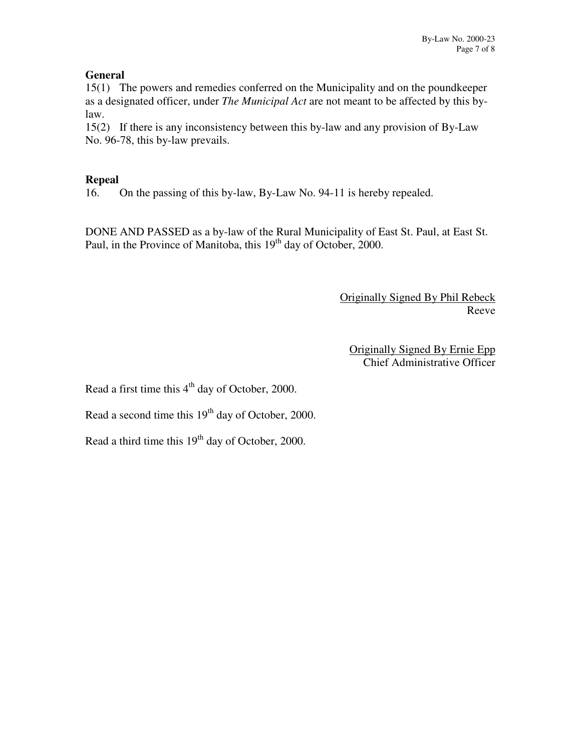**General**

15(1) The powers and remedies conferred on the Municipality and on the poundkeeper as a designated officer, under *The Municipal Act* are not meant to be affected by this by-law.

15(2) If there is any inconsistency between this by-law and any provision of By-Law No. 96-78, this by-law prevails.

**Repeal**

16. On the passing of this by-law, By-Law No. 94-11 is hereby repealed.

DONE AND PASSED as a by-law of the Rural Municipality of East St. Paul, at East St. Paul, in the Province of Manitoba, this 19th day of October, 2000.

Originally Signed By Phil Rebeck
Reeve

Originally Signed By Ernie Epp
Chief Administrative Officer

Read a first time this 4th day of October, 2000.

Read a second time this 19th day of October, 2000.

Read a third time this 19th day of October, 2000.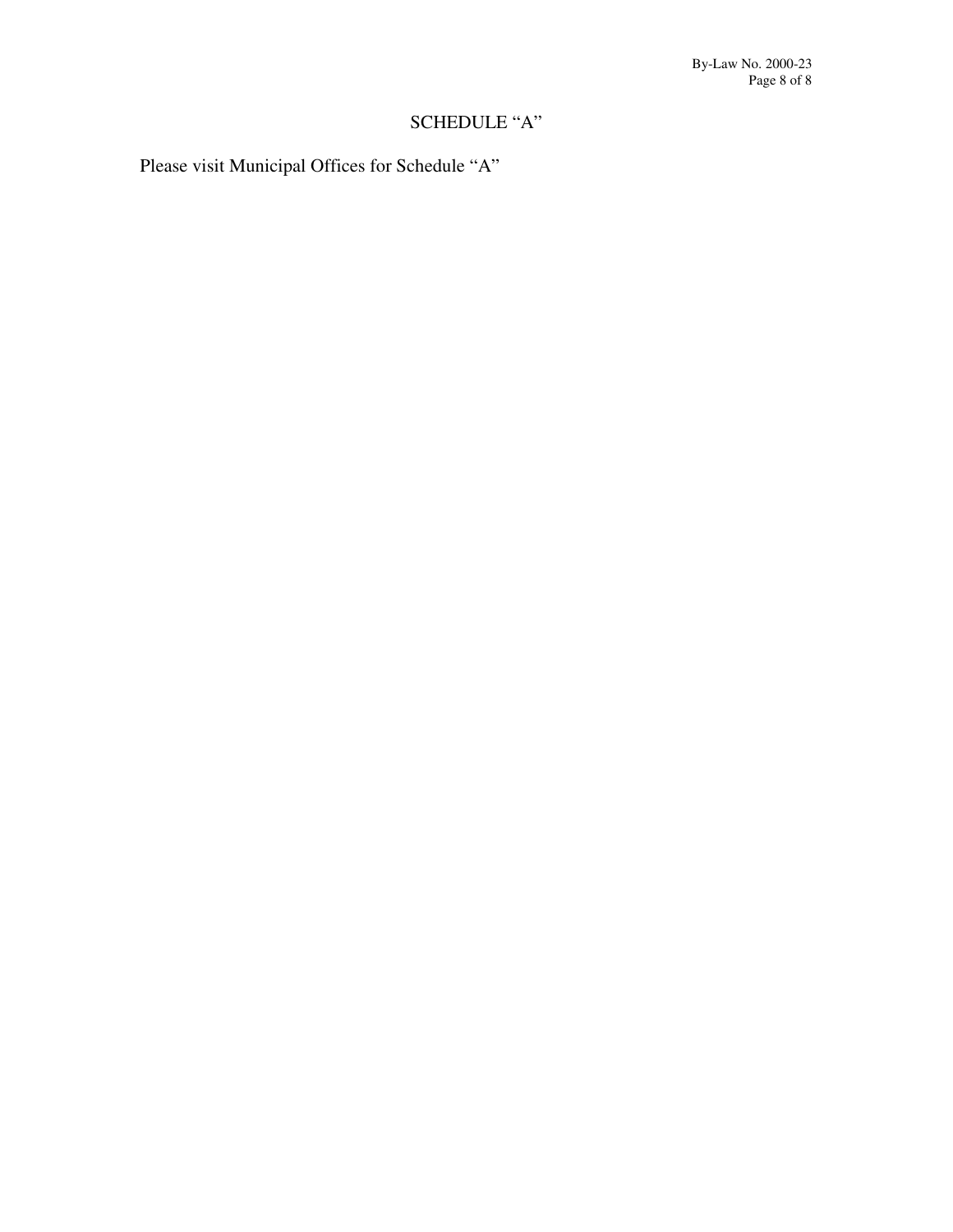# SCHEDULE "A"

Please visit Municipal Offices for Schedule "A"